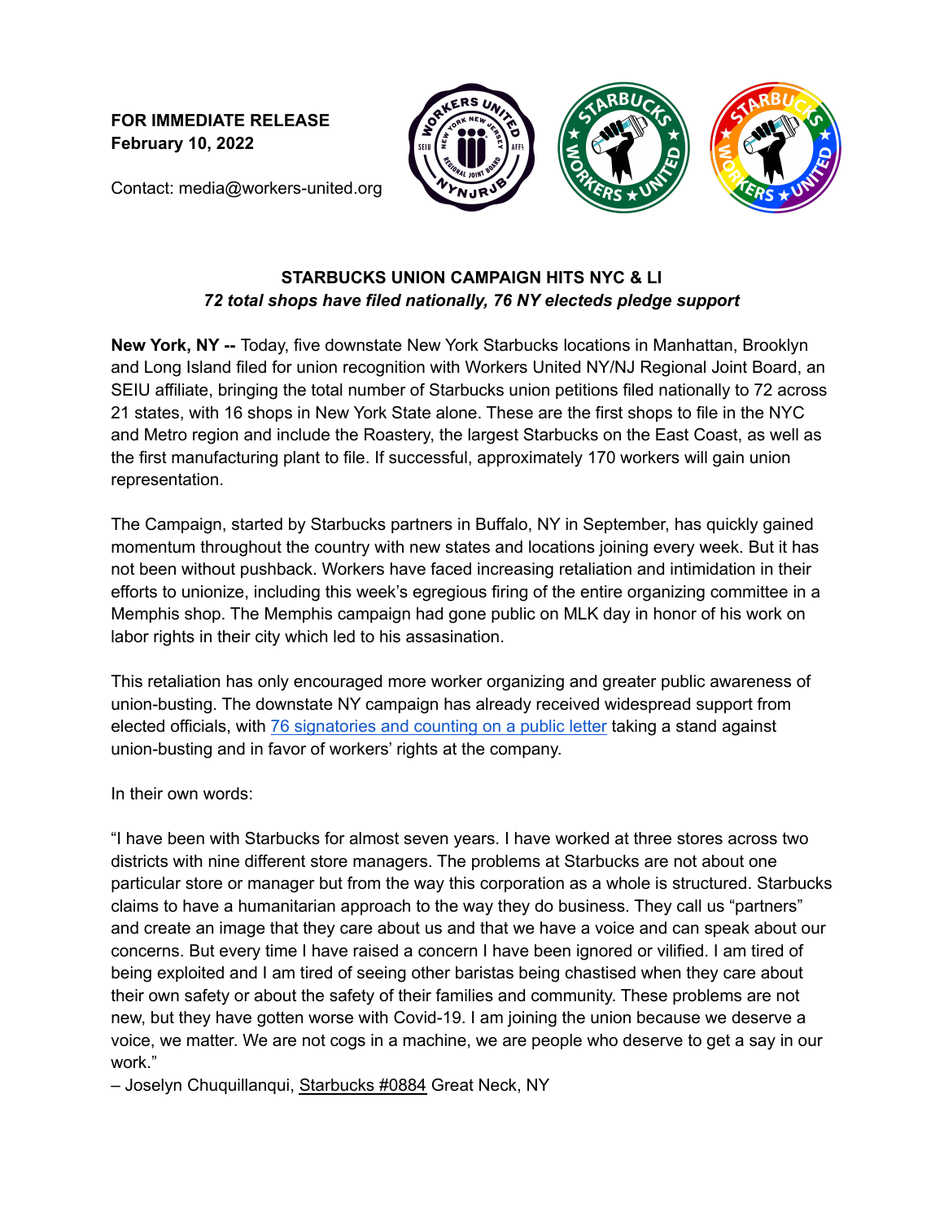**FOR IMMEDIATE RELEASE**
**February 10, 2022**

Contact: media@workers-united.org

## STARBUCKS UNION CAMPAIGN HITS NYC & LI

*72 total shops have filed nationally, 76 NY electeds pledge support*

**New York, NY --** Today, five downstate New York Starbucks locations in Manhattan, Brooklyn and Long Island filed for union recognition with Workers United NY/NJ Regional Joint Board, an SEIU affiliate, bringing the total number of Starbucks union petitions filed nationally to 72 across 21 states, with 16 shops in New York State alone. These are the first shops to file in the NYC and Metro region and include the Roastery, the largest Starbucks on the East Coast, as well as the first manufacturing plant to file. If successful, approximately 170 workers will gain union representation.

The Campaign, started by Starbucks partners in Buffalo, NY in September, has quickly gained momentum throughout the country with new states and locations joining every week. But it has not been without pushback. Workers have faced increasing retaliation and intimidation in their efforts to unionize, including this week's egregious firing of the entire organizing committee in a Memphis shop. The Memphis campaign had gone public on MLK day in honor of his work on labor rights in their city which led to his assasination.

This retaliation has only encouraged more worker organizing and greater public awareness of union-busting. The downstate NY campaign has already received widespread support from elected officials, with 76 signatories and counting on a public letter taking a stand against union-busting and in favor of workers' rights at the company.

In their own words:

"I have been with Starbucks for almost seven years. I have worked at three stores across two districts with nine different store managers. The problems at Starbucks are not about one particular store or manager but from the way this corporation as a whole is structured. Starbucks claims to have a humanitarian approach to the way they do business. They call us "partners" and create an image that they care about us and that we have a voice and can speak about our concerns. But every time I have raised a concern I have been ignored or vilified. I am tired of being exploited and I am tired of seeing other baristas being chastised when they care about their own safety or about the safety of their families and community. These problems are not new, but they have gotten worse with Covid-19. I am joining the union because we deserve a voice, we matter. We are not cogs in a machine, we are people who deserve to get a say in our work."

– Joselyn Chuquillanqui, Starbucks #0884 Great Neck, NY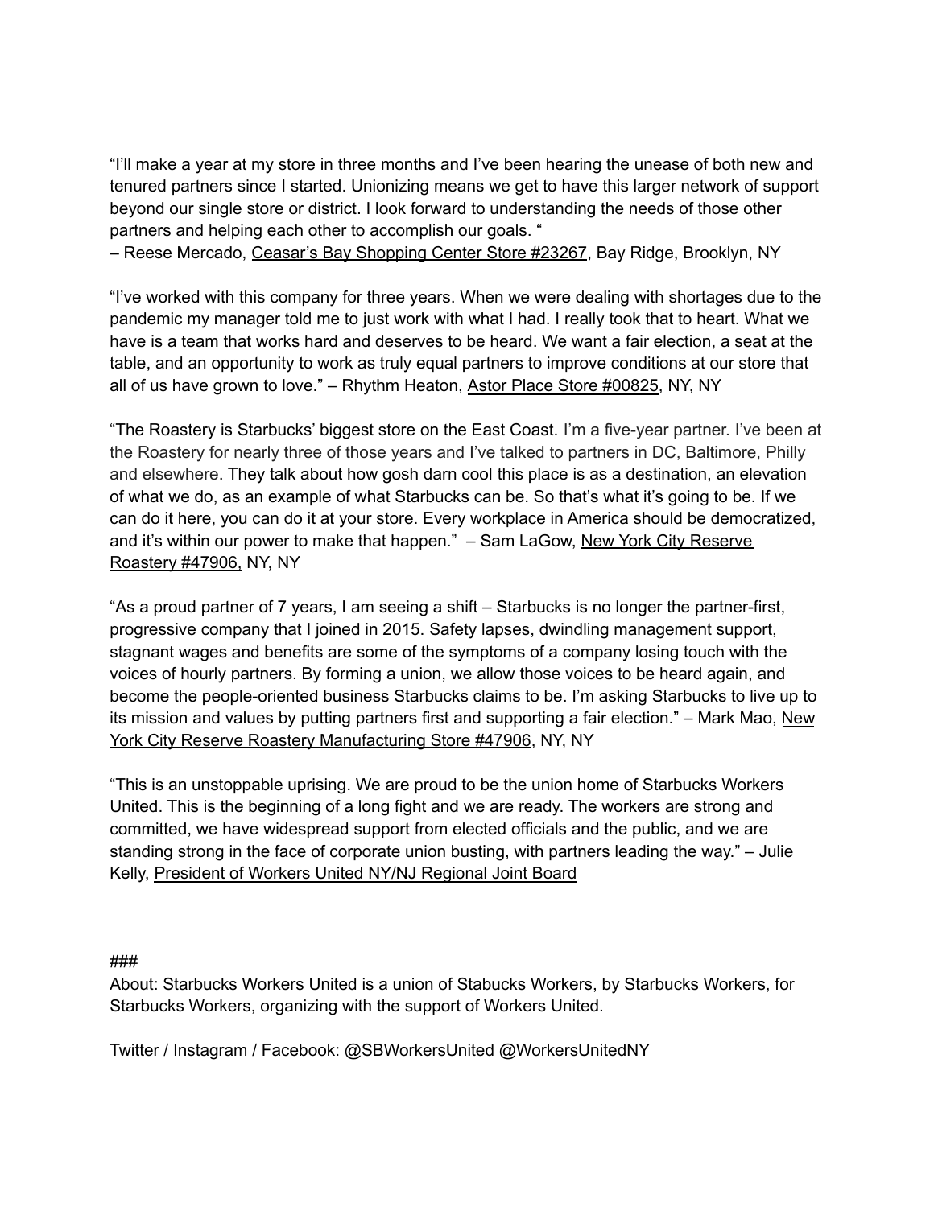"I'll make a year at my store in three months and I've been hearing the unease of both new and tenured partners since I started. Unionizing means we get to have this larger network of support beyond our single store or district. I look forward to understanding the needs of those other partners and helping each other to accomplish our goals. "
– Reese Mercado, Ceasar's Bay Shopping Center Store #23267, Bay Ridge, Brooklyn, NY

"I've worked with this company for three years. When we were dealing with shortages due to the pandemic my manager told me to just work with what I had. I really took that to heart. What we have is a team that works hard and deserves to be heard. We want a fair election, a seat at the table, and an opportunity to work as truly equal partners to improve conditions at our store that all of us have grown to love." – Rhythm Heaton, Astor Place Store #00825, NY, NY

"The Roastery is Starbucks' biggest store on the East Coast. I'm a five-year partner. I've been at the Roastery for nearly three of those years and I've talked to partners in DC, Baltimore, Philly and elsewhere. They talk about how gosh darn cool this place is as a destination, an elevation of what we do, as an example of what Starbucks can be. So that's what it's going to be. If we can do it here, you can do it at your store. Every workplace in America should be democratized, and it's within our power to make that happen." – Sam LaGow, New York City Reserve Roastery #47906, NY, NY

"As a proud partner of 7 years, I am seeing a shift – Starbucks is no longer the partner-first, progressive company that I joined in 2015. Safety lapses, dwindling management support, stagnant wages and benefits are some of the symptoms of a company losing touch with the voices of hourly partners. By forming a union, we allow those voices to be heard again, and become the people-oriented business Starbucks claims to be. I'm asking Starbucks to live up to its mission and values by putting partners first and supporting a fair election." – Mark Mao, New York City Reserve Roastery Manufacturing Store #47906, NY, NY

"This is an unstoppable uprising. We are proud to be the union home of Starbucks Workers United. This is the beginning of a long fight and we are ready. The workers are strong and committed, we have widespread support from elected officials and the public, and we are standing strong in the face of corporate union busting, with partners leading the way." – Julie Kelly, President of Workers United NY/NJ Regional Joint Board

###

About: Starbucks Workers United is a union of Stabucks Workers, by Starbucks Workers, for Starbucks Workers, organizing with the support of Workers United.

Twitter / Instagram / Facebook: @SBWorkersUnited @WorkersUnitedNY